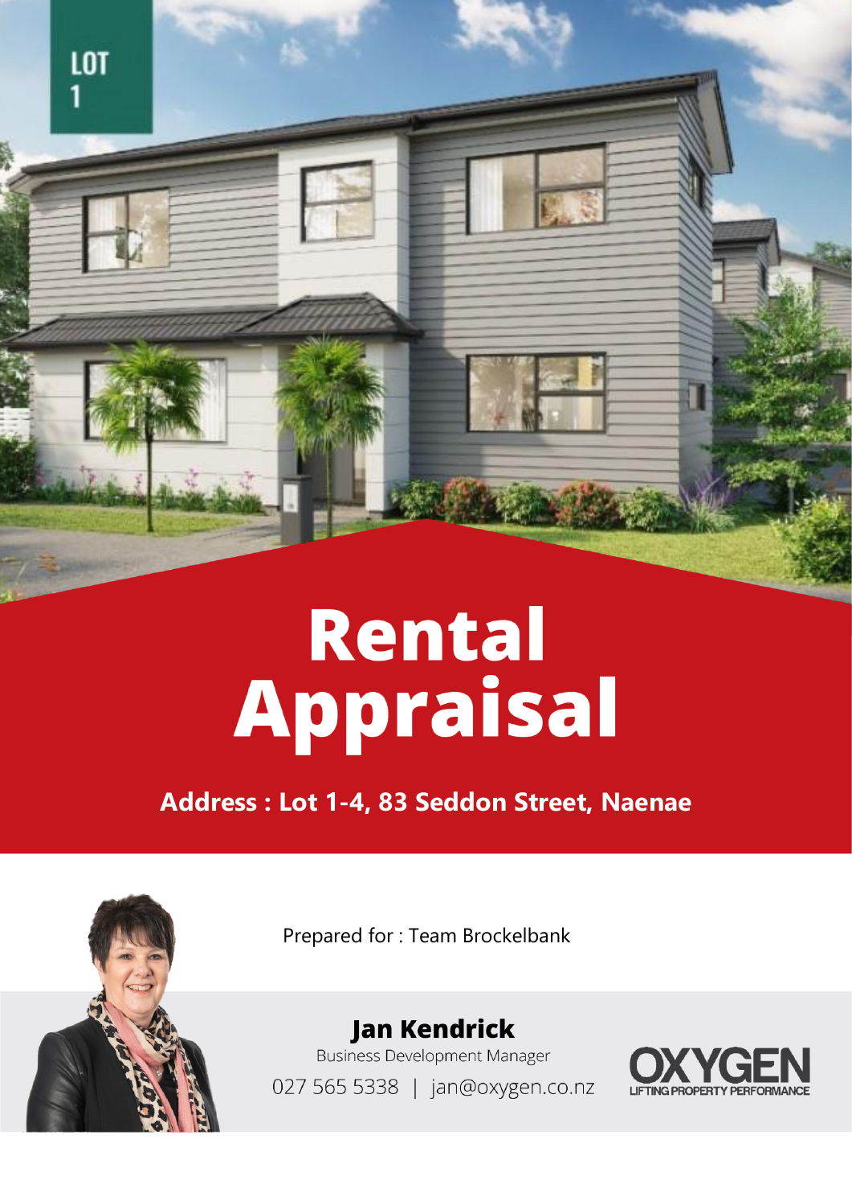LOT
1

# Rental Appraisal

**Address : Lot 1-4, 83 Seddon Street, Naenae**

Prepared for : Team Brockelbank

**Jan Kendrick**

Business Development Manager

027 565 5338 | jan@oxygen.co.nz

OXYGEN
LIFTING PROPERTY PERFORMANCE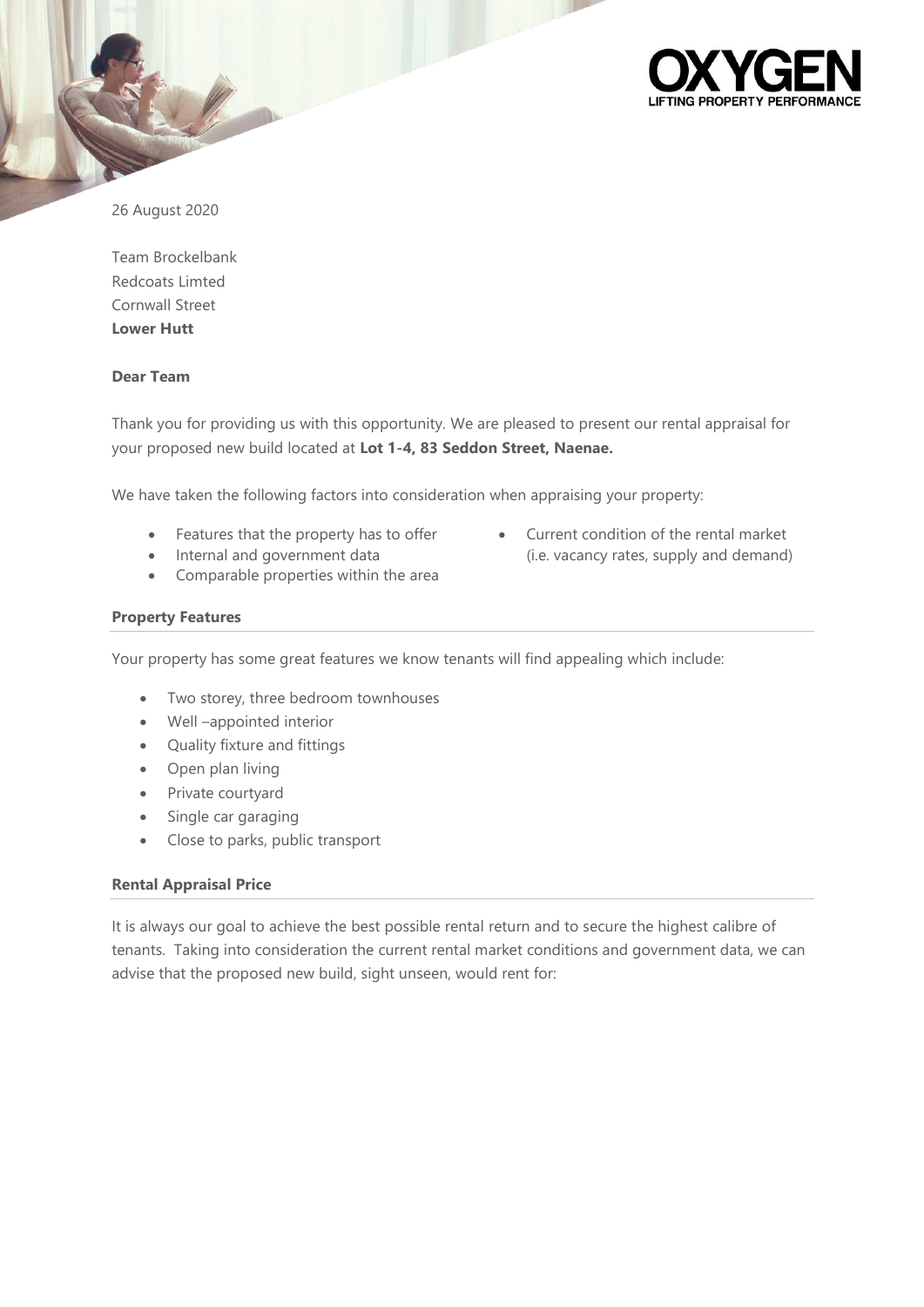26 August 2020

Team Brockelbank
Redcoats Limted
Cornwall Street
**Lower Hutt**

**Dear Team**

Thank you for providing us with this opportunity. We are pleased to present our rental appraisal for your proposed new build located at **Lot 1-4, 83 Seddon Street, Naenae.**

We have taken the following factors into consideration when appraising your property:

- Features that the property has to offer
- Internal and government data
- Comparable properties within the area
- Current condition of the rental market (i.e. vacancy rates, supply and demand)

### Property Features

Your property has some great features we know tenants will find appealing which include:

- Two storey, three bedroom townhouses
- Well –appointed interior
- Quality fixture and fittings
- Open plan living
- Private courtyard
- Single car garaging
- Close to parks, public transport

### Rental Appraisal Price

It is always our goal to achieve the best possible rental return and to secure the highest calibre of tenants. Taking into consideration the current rental market conditions and government data, we can advise that the proposed new build, sight unseen, would rent for: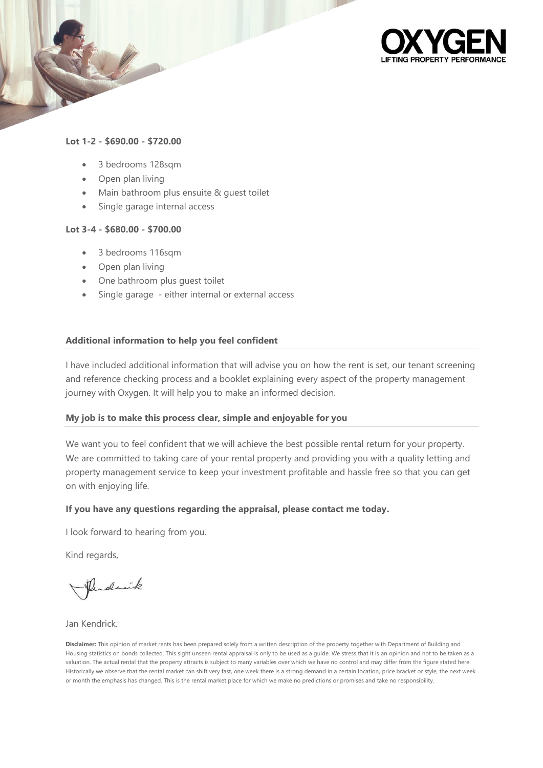**Lot 1-2 - $690.00 - $720.00**

- 3 bedrooms 128sqm
- Open plan living
- Main bathroom plus ensuite & guest toilet
- Single garage internal access

**Lot 3-4 - $680.00 - $700.00**

- 3 bedrooms 116sqm
- Open plan living
- One bathroom plus guest toilet
- Single garage - either internal or external access

**Additional information to help you feel confident**

I have included additional information that will advise you on how the rent is set, our tenant screening and reference checking process and a booklet explaining every aspect of the property management journey with Oxygen. It will help you to make an informed decision.

**My job is to make this process clear, simple and enjoyable for you**

We want you to feel confident that we will achieve the best possible rental return for your property. We are committed to taking care of your rental property and providing you with a quality letting and property management service to keep your investment profitable and hassle free so that you can get on with enjoying life.

**If you have any questions regarding the appraisal, please contact me today.**

I look forward to hearing from you.

Kind regards,

Jan Kendrick.

**Disclaimer:** This opinion of market rents has been prepared solely from a written description of the property together with Department of Building and Housing statistics on bonds collected. This sight unseen rental appraisal is only to be used as a guide. We stress that it is an opinion and not to be taken as a valuation. The actual rental that the property attracts is subject to many variables over which we have no control and may differ from the figure stated here. Historically we observe that the rental market can shift very fast, one week there is a strong demand in a certain location, price bracket or style, the next week or month the emphasis has changed. This is the rental market place for which we make no predictions or promises and take no responsibility.